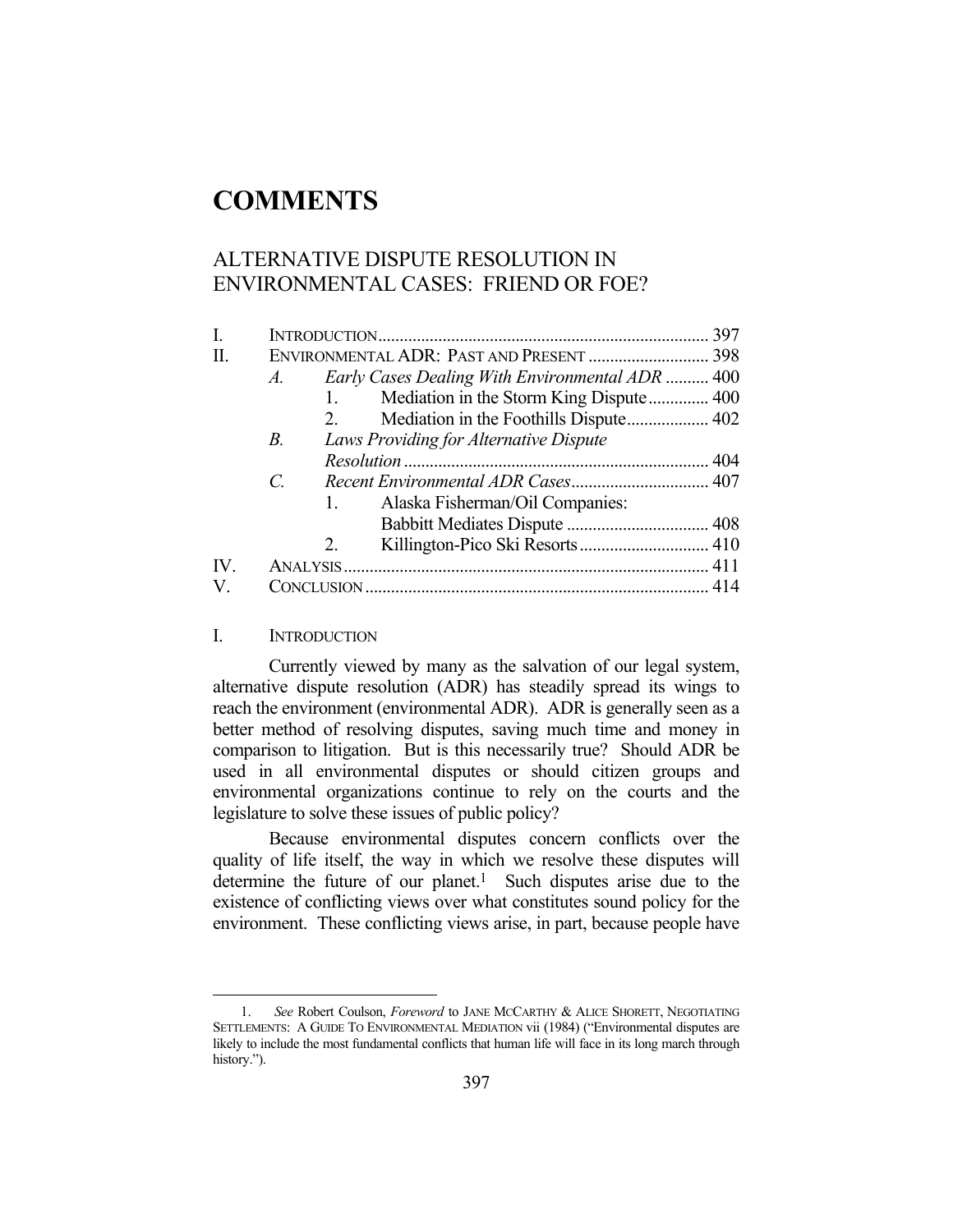# COMMENTS

## ALTERNATIVE DISPUTE RESOLUTION IN ENVIRONMENTAL CASES: FRIEND OR FOE?

| | | | |
|---|---|---|---|
| I. | INTRODUCTION | | 397 |
| II. | ENVIRONMENTAL ADR: PAST AND PRESENT | | 398 |
| | *A.* | *Early Cases Dealing With Environmental ADR* | 400 |
| | | 1. Mediation in the Storm King Dispute | 400 |
| | | 2. Mediation in the Foothills Dispute | 402 |
| | *B.* | *Laws Providing for Alternative Dispute Resolution* | 404 |
| | *C.* | *Recent Environmental ADR Cases* | 407 |
| | | 1. Alaska Fisherman/Oil Companies: Babbitt Mediates Dispute | 408 |
| | | 2. Killington-Pico Ski Resorts | 410 |
| IV. | ANALYSIS | | 411 |
| V. | CONCLUSION | | 414 |

### I. INTRODUCTION

Currently viewed by many as the salvation of our legal system, alternative dispute resolution (ADR) has steadily spread its wings to reach the environment (environmental ADR). ADR is generally seen as a better method of resolving disputes, saving much time and money in comparison to litigation. But is this necessarily true? Should ADR be used in all environmental disputes or should citizen groups and environmental organizations continue to rely on the courts and the legislature to solve these issues of public policy?

Because environmental disputes concern conflicts over the quality of life itself, the way in which we resolve these disputes will determine the future of our planet.[1] Such disputes arise due to the existence of conflicting views over what constitutes sound policy for the environment. These conflicting views arise, in part, because people have

---

1. *See* Robert Coulson, *Foreword* to JANE MCCARTHY & ALICE SHORETT, NEGOTIATING SETTLEMENTS: A GUIDE TO ENVIRONMENTAL MEDIATION vii (1984) ("Environmental disputes are likely to include the most fundamental conflicts that human life will face in its long march through history.").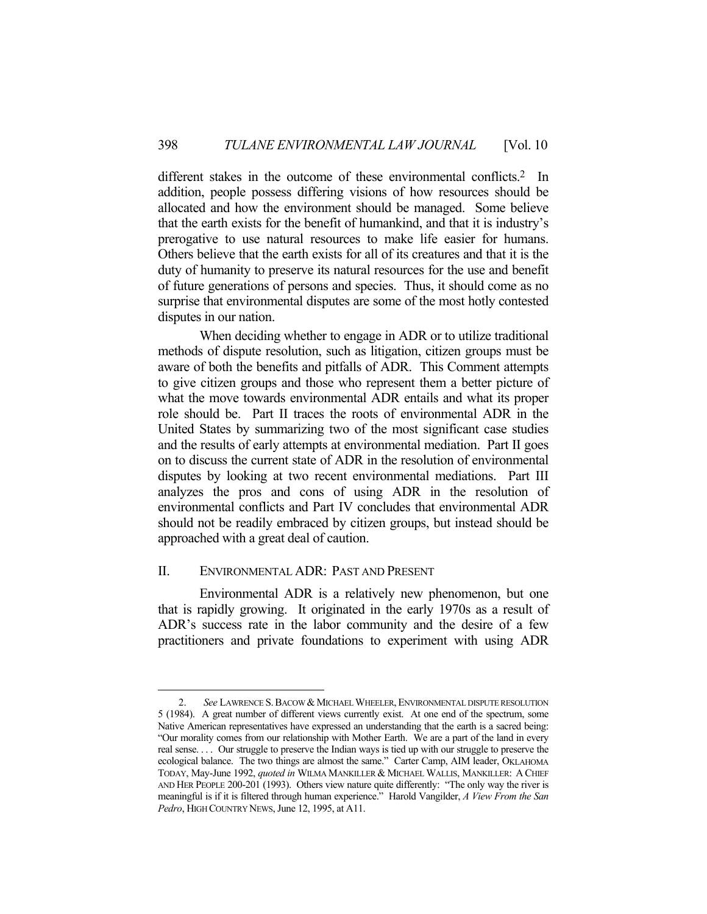different stakes in the outcome of these environmental conflicts.[2] In addition, people possess differing visions of how resources should be allocated and how the environment should be managed. Some believe that the earth exists for the benefit of humankind, and that it is industry's prerogative to use natural resources to make life easier for humans. Others believe that the earth exists for all of its creatures and that it is the duty of humanity to preserve its natural resources for the use and benefit of future generations of persons and species. Thus, it should come as no surprise that environmental disputes are some of the most hotly contested disputes in our nation.

When deciding whether to engage in ADR or to utilize traditional methods of dispute resolution, such as litigation, citizen groups must be aware of both the benefits and pitfalls of ADR. This Comment attempts to give citizen groups and those who represent them a better picture of what the move towards environmental ADR entails and what its proper role should be. Part II traces the roots of environmental ADR in the United States by summarizing two of the most significant case studies and the results of early attempts at environmental mediation. Part II goes on to discuss the current state of ADR in the resolution of environmental disputes by looking at two recent environmental mediations. Part III analyzes the pros and cons of using ADR in the resolution of environmental conflicts and Part IV concludes that environmental ADR should not be readily embraced by citizen groups, but instead should be approached with a great deal of caution.

## II. ENVIRONMENTAL ADR: PAST AND PRESENT

Environmental ADR is a relatively new phenomenon, but one that is rapidly growing. It originated in the early 1970s as a result of ADR's success rate in the labor community and the desire of a few practitioners and private foundations to experiment with using ADR

---

2. *See* LAWRENCE S. BACOW & MICHAEL WHEELER, ENVIRONMENTAL DISPUTE RESOLUTION 5 (1984). A great number of different views currently exist. At one end of the spectrum, some Native American representatives have expressed an understanding that the earth is a sacred being: "Our morality comes from our relationship with Mother Earth. We are a part of the land in every real sense. . . . Our struggle to preserve the Indian ways is tied up with our struggle to preserve the ecological balance. The two things are almost the same." Carter Camp, AIM leader, OKLAHOMA TODAY, May-June 1992, *quoted in* WILMA MANKILLER & MICHAEL WALLIS, MANKILLER: A CHIEF AND HER PEOPLE 200-201 (1993). Others view nature quite differently: "The only way the river is meaningful is if it is filtered through human experience." Harold Vangilder, *A View From the San Pedro*, HIGH COUNTRY NEWS, June 12, 1995, at A11.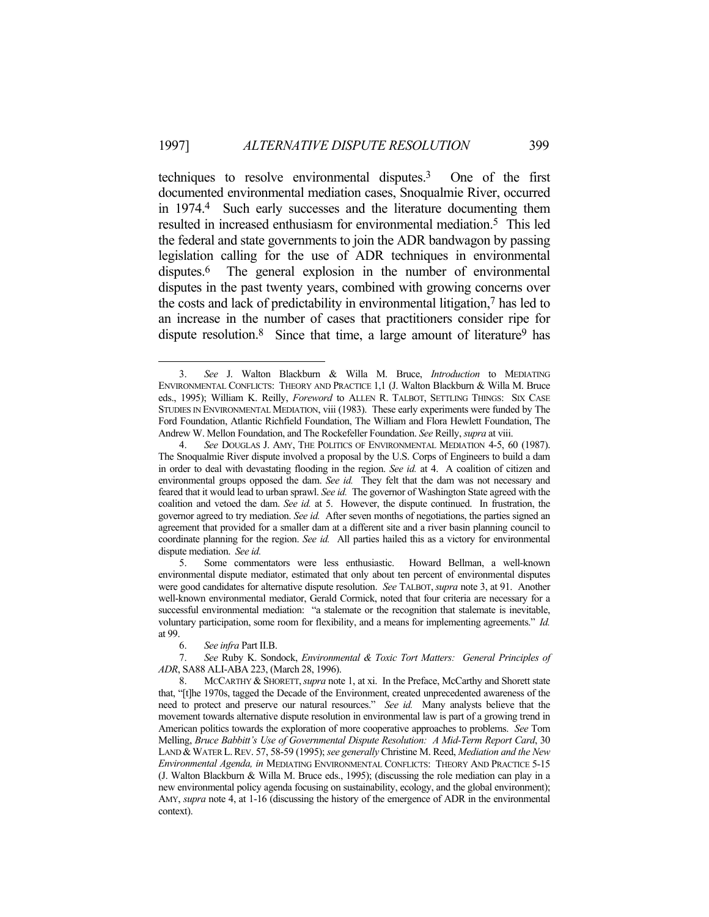techniques to resolve environmental disputes.[3] One of the first documented environmental mediation cases, Snoqualmie River, occurred in 1974.[4] Such early successes and the literature documenting them resulted in increased enthusiasm for environmental mediation.[5] This led the federal and state governments to join the ADR bandwagon by passing legislation calling for the use of ADR techniques in environmental disputes.[6] The general explosion in the number of environmental disputes in the past twenty years, combined with growing concerns over the costs and lack of predictability in environmental litigation,[7] has led to an increase in the number of cases that practitioners consider ripe for dispute resolution.[8] Since that time, a large amount of literature[9] has

---

3. *See* J. Walton Blackburn & Willa M. Bruce, *Introduction* to MEDIATING ENVIRONMENTAL CONFLICTS: THEORY AND PRACTICE 1,1 (J. Walton Blackburn & Willa M. Bruce eds., 1995); William K. Reilly, *Foreword* to ALLEN R. TALBOT, SETTLING THINGS: SIX CASE STUDIES IN ENVIRONMENTAL MEDIATION, viii (1983). These early experiments were funded by The Ford Foundation, Atlantic Richfield Foundation, The William and Flora Hewlett Foundation, The Andrew W. Mellon Foundation, and The Rockefeller Foundation. *See* Reilly, *supra* at viii.

4. *See* DOUGLAS J. AMY, THE POLITICS OF ENVIRONMENTAL MEDIATION 4-5, 60 (1987). The Snoqualmie River dispute involved a proposal by the U.S. Corps of Engineers to build a dam in order to deal with devastating flooding in the region. *See id.* at 4. A coalition of citizen and environmental groups opposed the dam. *See id.* They felt that the dam was not necessary and feared that it would lead to urban sprawl. *See id.* The governor of Washington State agreed with the coalition and vetoed the dam. *See id.* at 5. However, the dispute continued. In frustration, the governor agreed to try mediation. *See id.* After seven months of negotiations, the parties signed an agreement that provided for a smaller dam at a different site and a river basin planning council to coordinate planning for the region. *See id.* All parties hailed this as a victory for environmental dispute mediation. *See id.*

5. Some commentators were less enthusiastic. Howard Bellman, a well-known environmental dispute mediator, estimated that only about ten percent of environmental disputes were good candidates for alternative dispute resolution. *See* TALBOT, *supra* note 3, at 91. Another well-known environmental mediator, Gerald Cormick, noted that four criteria are necessary for a successful environmental mediation: "a stalemate or the recognition that stalemate is inevitable, voluntary participation, some room for flexibility, and a means for implementing agreements." *Id.* at 99.

6. *See infra* Part II.B.

7. *See* Ruby K. Sondock, *Environmental & Toxic Tort Matters: General Principles of ADR*, SA88 ALI-ABA 223, (March 28, 1996).

8. MCCARTHY & SHORETT, *supra* note 1, at xi. In the Preface, McCarthy and Shorett state that, "[t]he 1970s, tagged the Decade of the Environment, created unprecedented awareness of the need to protect and preserve our natural resources." *See id.* Many analysts believe that the movement towards alternative dispute resolution in environmental law is part of a growing trend in American politics towards the exploration of more cooperative approaches to problems. *See* Tom Melling, *Bruce Babbitt's Use of Governmental Dispute Resolution: A Mid-Term Report Card*, 30 LAND & WATER L. REV. 57, 58-59 (1995); *see generally* Christine M. Reed, *Mediation and the New Environmental Agenda, in* MEDIATING ENVIRONMENTAL CONFLICTS: THEORY AND PRACTICE 5-15 (J. Walton Blackburn & Willa M. Bruce eds., 1995); (discussing the role mediation can play in a new environmental policy agenda focusing on sustainability, ecology, and the global environment); AMY, *supra* note 4, at 1-16 (discussing the history of the emergence of ADR in the environmental context).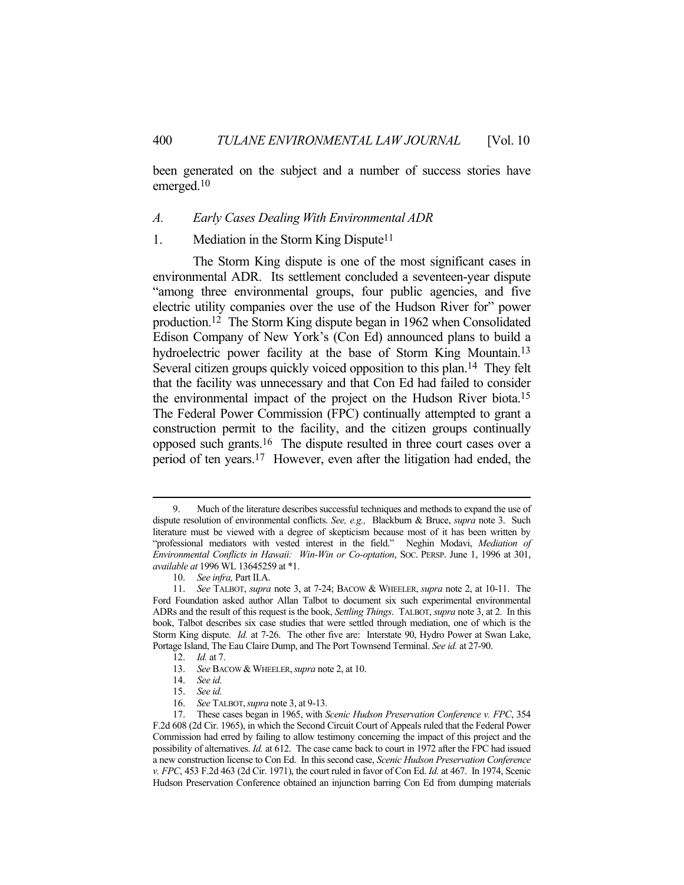been generated on the subject and a number of success stories have emerged.[10]

### *A. Early Cases Dealing With Environmental ADR*

#### 1. Mediation in the Storm King Dispute[11]

The Storm King dispute is one of the most significant cases in environmental ADR. Its settlement concluded a seventeen-year dispute "among three environmental groups, four public agencies, and five electric utility companies over the use of the Hudson River for" power production.[12] The Storm King dispute began in 1962 when Consolidated Edison Company of New York's (Con Ed) announced plans to build a hydroelectric power facility at the base of Storm King Mountain.[13] Several citizen groups quickly voiced opposition to this plan.[14] They felt that the facility was unnecessary and that Con Ed had failed to consider the environmental impact of the project on the Hudson River biota.[15] The Federal Power Commission (FPC) continually attempted to grant a construction permit to the facility, and the citizen groups continually opposed such grants.[16] The dispute resulted in three court cases over a period of ten years.[17] However, even after the litigation had ended, the

---

9. Much of the literature describes successful techniques and methods to expand the use of dispute resolution of environmental conflicts. *See, e.g.,* Blackburn & Bruce, *supra* note 3. Such literature must be viewed with a degree of skepticism because most of it has been written by "professional mediators with vested interest in the field." Neghin Modavi, *Mediation of Environmental Conflicts in Hawaii: Win-Win or Co-optation*, SOC. PERSP. June 1, 1996 at 301, *available at* 1996 WL 13645259 at *1.

10. *See infra,* Part II.A.

11. *See* TALBOT, *supra* note 3, at 7-24; BACOW & WHEELER, *supra* note 2, at 10-11. The Ford Foundation asked author Allan Talbot to document six such experimental environmental ADRs and the result of this request is the book, *Settling Things*. TALBOT, *supra* note 3, at 2. In this book, Talbot describes six case studies that were settled through mediation, one of which is the Storm King dispute. *Id.* at 7-26. The other five are: Interstate 90, Hydro Power at Swan Lake, Portage Island, The Eau Claire Dump, and The Port Townsend Terminal. *See id.* at 27-90.

12. *Id.* at 7.

13. *See* BACOW & WHEELER, *supra* note 2, at 10.

14. *See id.*

15. *See id.*

16. *See* TALBOT, *supra* note 3, at 9-13.

17. These cases began in 1965, with *Scenic Hudson Preservation Conference v. FPC*, 354 F.2d 608 (2d Cir. 1965), in which the Second Circuit Court of Appeals ruled that the Federal Power Commission had erred by failing to allow testimony concerning the impact of this project and the possibility of alternatives. *Id.* at 612. The case came back to court in 1972 after the FPC had issued a new construction license to Con Ed. In this second case, *Scenic Hudson Preservation Conference v. FPC*, 453 F.2d 463 (2d Cir. 1971), the court ruled in favor of Con Ed. *Id.* at 467. In 1974, Scenic Hudson Preservation Conference obtained an injunction barring Con Ed from dumping materials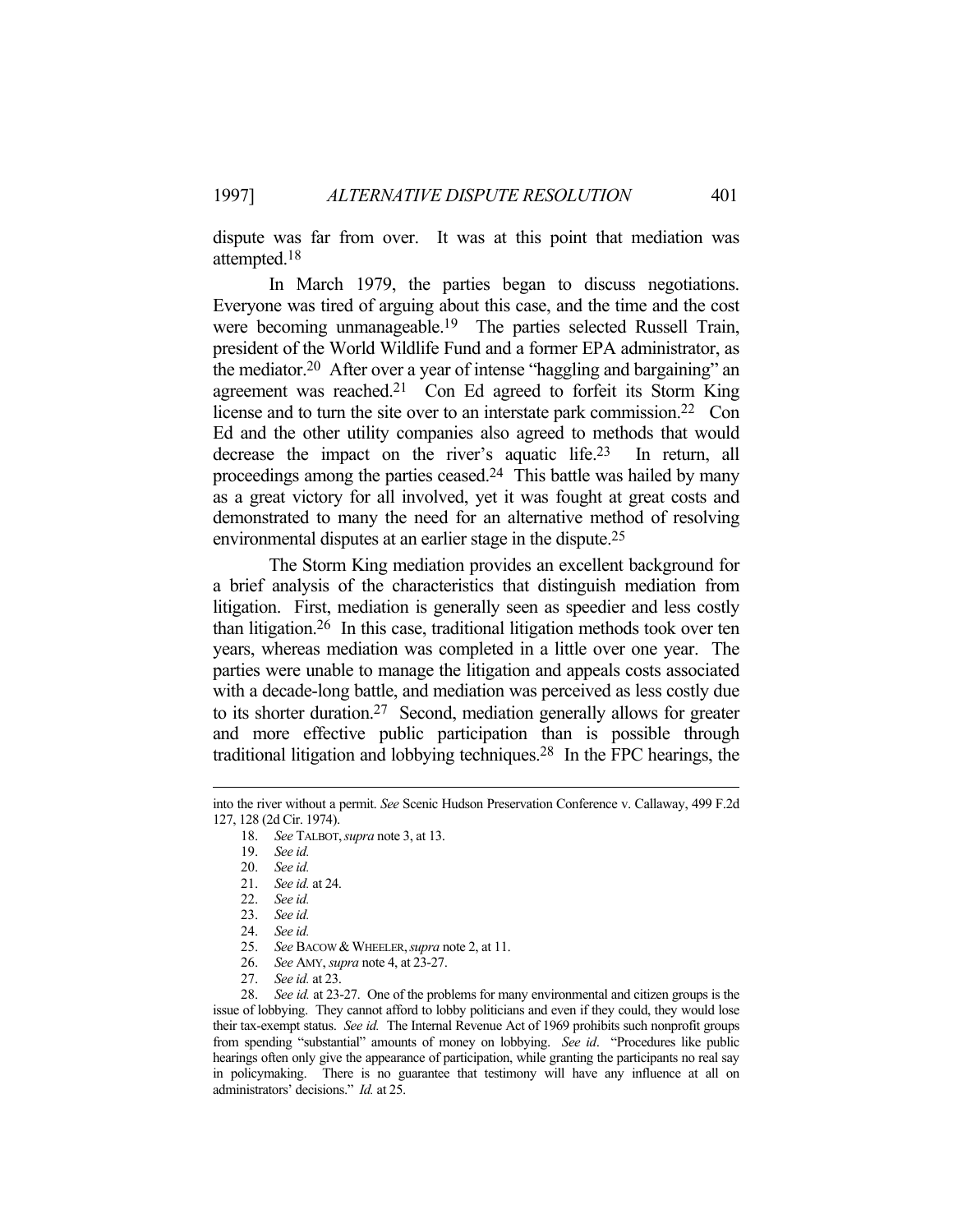dispute was far from over. It was at this point that mediation was attempted.[18]

In March 1979, the parties began to discuss negotiations. Everyone was tired of arguing about this case, and the time and the cost were becoming unmanageable.[19] The parties selected Russell Train, president of the World Wildlife Fund and a former EPA administrator, as the mediator.[20] After over a year of intense "haggling and bargaining" an agreement was reached.[21] Con Ed agreed to forfeit its Storm King license and to turn the site over to an interstate park commission.[22] Con Ed and the other utility companies also agreed to methods that would decrease the impact on the river's aquatic life.[23] In return, all proceedings among the parties ceased.[24] This battle was hailed by many as a great victory for all involved, yet it was fought at great costs and demonstrated to many the need for an alternative method of resolving environmental disputes at an earlier stage in the dispute.[25]

The Storm King mediation provides an excellent background for a brief analysis of the characteristics that distinguish mediation from litigation. First, mediation is generally seen as speedier and less costly than litigation.[26] In this case, traditional litigation methods took over ten years, whereas mediation was completed in a little over one year. The parties were unable to manage the litigation and appeals costs associated with a decade-long battle, and mediation was perceived as less costly due to its shorter duration.[27] Second, mediation generally allows for greater and more effective public participation than is possible through traditional litigation and lobbying techniques.[28] In the FPC hearings, the

---

into the river without a permit. *See* Scenic Hudson Preservation Conference v. Callaway, 499 F.2d 127, 128 (2d Cir. 1974).

18. *See* TALBOT, *supra* note 3, at 13.
19. *See id.*
20. *See id.*
21. *See id.* at 24.
22. *See id.*
23. *See id.*
24. *See id.*
25. *See* BACOW & WHEELER, *supra* note 2, at 11.
26. *See* AMY, *supra* note 4, at 23-27.
27. *See id.* at 23.
28. *See id.* at 23-27. One of the problems for many environmental and citizen groups is the issue of lobbying. They cannot afford to lobby politicians and even if they could, they would lose their tax-exempt status. *See id.* The Internal Revenue Act of 1969 prohibits such nonprofit groups from spending "substantial" amounts of money on lobbying. *See id*. "Procedures like public hearings often only give the appearance of participation, while granting the participants no real say in policymaking. There is no guarantee that testimony will have any influence at all on administrators' decisions." *Id.* at 25.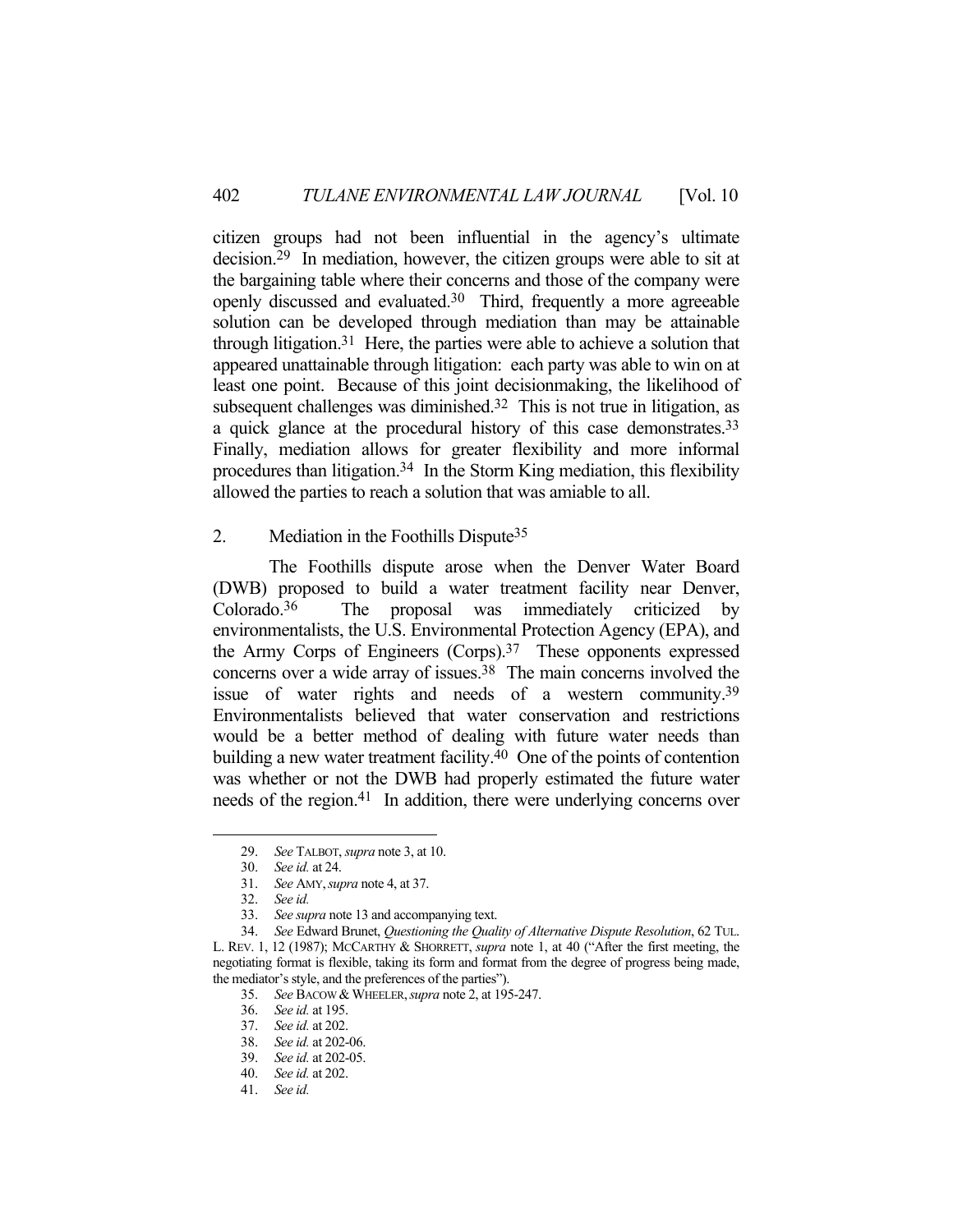citizen groups had not been influential in the agency's ultimate decision.[29] In mediation, however, the citizen groups were able to sit at the bargaining table where their concerns and those of the company were openly discussed and evaluated.[30] Third, frequently a more agreeable solution can be developed through mediation than may be attainable through litigation.[31] Here, the parties were able to achieve a solution that appeared unattainable through litigation: each party was able to win on at least one point. Because of this joint decisionmaking, the likelihood of subsequent challenges was diminished.[32] This is not true in litigation, as a quick glance at the procedural history of this case demonstrates.[33] Finally, mediation allows for greater flexibility and more informal procedures than litigation.[34] In the Storm King mediation, this flexibility allowed the parties to reach a solution that was amiable to all.

### 2. Mediation in the Foothills Dispute[35]

The Foothills dispute arose when the Denver Water Board (DWB) proposed to build a water treatment facility near Denver, Colorado.[36] The proposal was immediately criticized by environmentalists, the U.S. Environmental Protection Agency (EPA), and the Army Corps of Engineers (Corps).[37] These opponents expressed concerns over a wide array of issues.[38] The main concerns involved the issue of water rights and needs of a western community.[39] Environmentalists believed that water conservation and restrictions would be a better method of dealing with future water needs than building a new water treatment facility.[40] One of the points of contention was whether or not the DWB had properly estimated the future water needs of the region.[41] In addition, there were underlying concerns over

---

29. *See* TALBOT, *supra* note 3, at 10.

30. *See id.* at 24.

31. *See* AMY, *supra* note 4, at 37.

32. *See id.*

33. *See supra* note 13 and accompanying text.

34. *See* Edward Brunet, *Questioning the Quality of Alternative Dispute Resolution*, 62 TUL. L. REV. 1, 12 (1987); MCCARTHY & SHORRETT, *supra* note 1, at 40 ("After the first meeting, the negotiating format is flexible, taking its form and format from the degree of progress being made, the mediator's style, and the preferences of the parties").

35. *See* BACOW & WHEELER, *supra* note 2, at 195-247.

36. *See id.* at 195.

37. *See id.* at 202.

38. *See id.* at 202-06.

39. *See id.* at 202-05.

40. *See id.* at 202.

41. *See id.*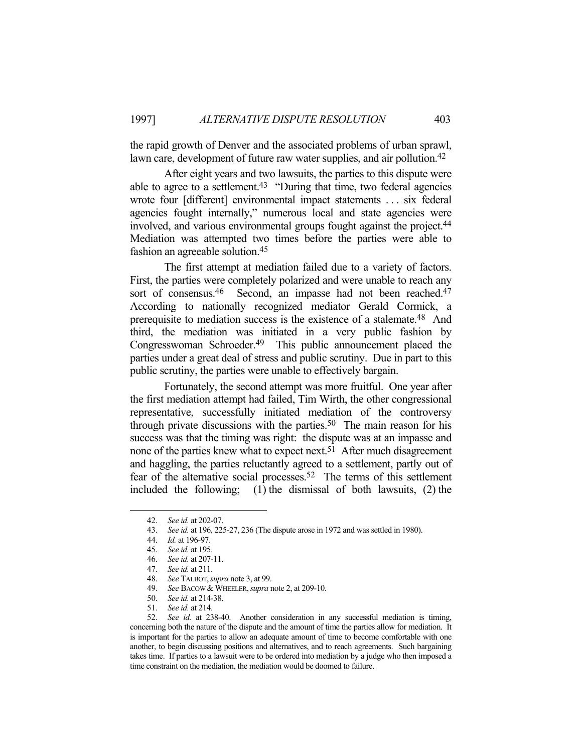the rapid growth of Denver and the associated problems of urban sprawl, lawn care, development of future raw water supplies, and air pollution.[42]

After eight years and two lawsuits, the parties to this dispute were able to agree to a settlement.[43] "During that time, two federal agencies wrote four [different] environmental impact statements . . . six federal agencies fought internally," numerous local and state agencies were involved, and various environmental groups fought against the project.[44] Mediation was attempted two times before the parties were able to fashion an agreeable solution.[45]

The first attempt at mediation failed due to a variety of factors. First, the parties were completely polarized and were unable to reach any sort of consensus.[46] Second, an impasse had not been reached.[47] According to nationally recognized mediator Gerald Cormick, a prerequisite to mediation success is the existence of a stalemate.[48] And third, the mediation was initiated in a very public fashion by Congresswoman Schroeder.[49] This public announcement placed the parties under a great deal of stress and public scrutiny. Due in part to this public scrutiny, the parties were unable to effectively bargain.

Fortunately, the second attempt was more fruitful. One year after the first mediation attempt had failed, Tim Wirth, the other congressional representative, successfully initiated mediation of the controversy through private discussions with the parties.[50] The main reason for his success was that the timing was right: the dispute was at an impasse and none of the parties knew what to expect next.[51] After much disagreement and haggling, the parties reluctantly agreed to a settlement, partly out of fear of the alternative social processes.[52] The terms of this settlement included the following; (1) the dismissal of both lawsuits, (2) the

---

42. *See id.* at 202-07.

43. *See id.* at 196, 225-27, 236 (The dispute arose in 1972 and was settled in 1980).

44. *Id.* at 196-97.

45. *See id.* at 195.

46. *See id.* at 207-11.

47. *See id.* at 211.

48. *See* TALBOT, *supra* note 3, at 99.

49. *See* BACOW & WHEELER, *supra* note 2, at 209-10.

50. *See id.* at 214-38.

51. *See id.* at 214.

52. *See id.* at 238-40. Another consideration in any successful mediation is timing, concerning both the nature of the dispute and the amount of time the parties allow for mediation. It is important for the parties to allow an adequate amount of time to become comfortable with one another, to begin discussing positions and alternatives, and to reach agreements. Such bargaining takes time. If parties to a lawsuit were to be ordered into mediation by a judge who then imposed a time constraint on the mediation, the mediation would be doomed to failure.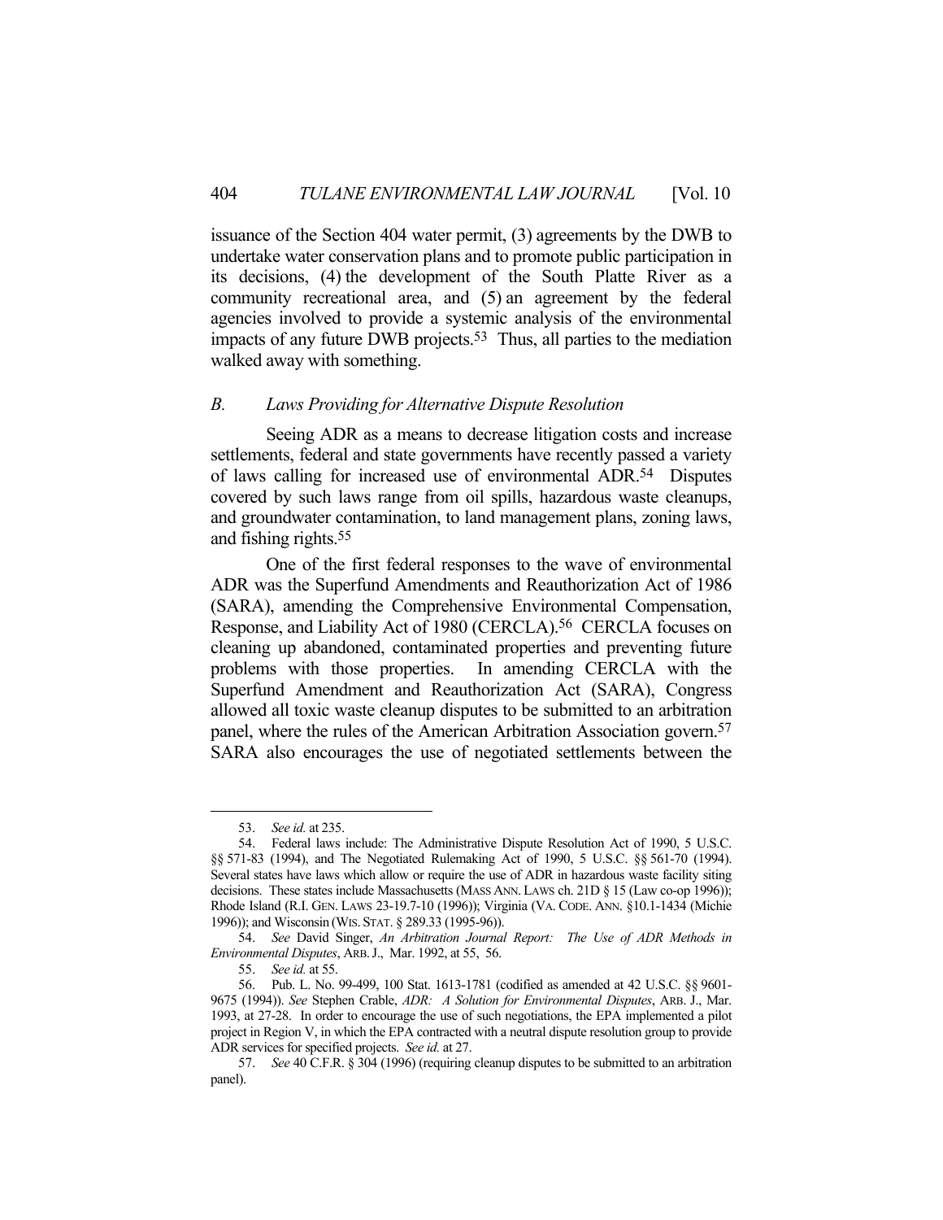issuance of the Section 404 water permit, (3) agreements by the DWB to undertake water conservation plans and to promote public participation in its decisions, (4) the development of the South Platte River as a community recreational area, and (5) an agreement by the federal agencies involved to provide a systemic analysis of the environmental impacts of any future DWB projects.[53] Thus, all parties to the mediation walked away with something.

### *B. Laws Providing for Alternative Dispute Resolution*

Seeing ADR as a means to decrease litigation costs and increase settlements, federal and state governments have recently passed a variety of laws calling for increased use of environmental ADR.[54] Disputes covered by such laws range from oil spills, hazardous waste cleanups, and groundwater contamination, to land management plans, zoning laws, and fishing rights.[55]

One of the first federal responses to the wave of environmental ADR was the Superfund Amendments and Reauthorization Act of 1986 (SARA), amending the Comprehensive Environmental Compensation, Response, and Liability Act of 1980 (CERCLA).[56] CERCLA focuses on cleaning up abandoned, contaminated properties and preventing future problems with those properties. In amending CERCLA with the Superfund Amendment and Reauthorization Act (SARA), Congress allowed all toxic waste cleanup disputes to be submitted to an arbitration panel, where the rules of the American Arbitration Association govern.[57] SARA also encourages the use of negotiated settlements between the

---

53. *See id.* at 235.

54. Federal laws include: The Administrative Dispute Resolution Act of 1990, 5 U.S.C. §§ 571-83 (1994), and The Negotiated Rulemaking Act of 1990, 5 U.S.C. §§ 561-70 (1994). Several states have laws which allow or require the use of ADR in hazardous waste facility siting decisions. These states include Massachusetts (MASS ANN. LAWS ch. 21D § 15 (Law co-op 1996)); Rhode Island (R.I. GEN. LAWS 23-19.7-10 (1996)); Virginia (VA. CODE. ANN. §10.1-1434 (Michie 1996)); and Wisconsin (WIS. STAT. § 289.33 (1995-96)).

54. *See* David Singer, *An Arbitration Journal Report: The Use of ADR Methods in Environmental Disputes*, ARB. J., Mar. 1992, at 55, 56.

55. *See id.* at 55.

56. Pub. L. No. 99-499, 100 Stat. 1613-1781 (codified as amended at 42 U.S.C. §§ 9601-9675 (1994)). *See* Stephen Crable, *ADR: A Solution for Environmental Disputes*, ARB. J., Mar. 1993, at 27-28. In order to encourage the use of such negotiations, the EPA implemented a pilot project in Region V, in which the EPA contracted with a neutral dispute resolution group to provide ADR services for specified projects. *See id.* at 27.

57. *See* 40 C.F.R. § 304 (1996) (requiring cleanup disputes to be submitted to an arbitration panel).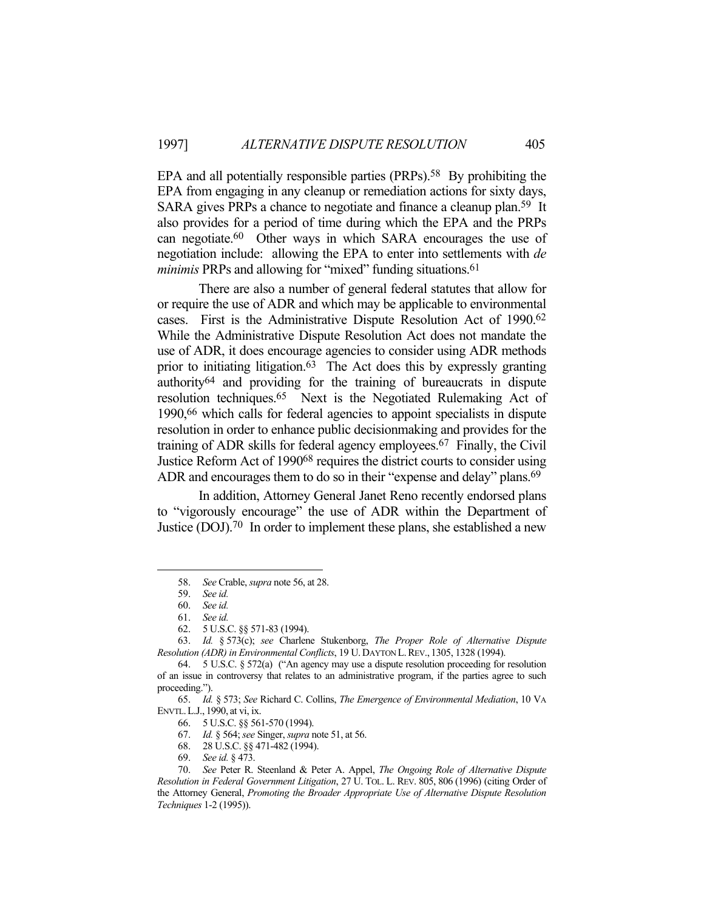EPA and all potentially responsible parties (PRPs).[58] By prohibiting the EPA from engaging in any cleanup or remediation actions for sixty days, SARA gives PRPs a chance to negotiate and finance a cleanup plan.[59] It also provides for a period of time during which the EPA and the PRPs can negotiate.[60] Other ways in which SARA encourages the use of negotiation include: allowing the EPA to enter into settlements with *de minimis* PRPs and allowing for "mixed" funding situations.[61]

There are also a number of general federal statutes that allow for or require the use of ADR and which may be applicable to environmental cases. First is the Administrative Dispute Resolution Act of 1990.[62] While the Administrative Dispute Resolution Act does not mandate the use of ADR, it does encourage agencies to consider using ADR methods prior to initiating litigation.[63] The Act does this by expressly granting authority[64] and providing for the training of bureaucrats in dispute resolution techniques.[65] Next is the Negotiated Rulemaking Act of 1990,[66] which calls for federal agencies to appoint specialists in dispute resolution in order to enhance public decisionmaking and provides for the training of ADR skills for federal agency employees.[67] Finally, the Civil Justice Reform Act of 1990[68] requires the district courts to consider using ADR and encourages them to do so in their "expense and delay" plans.[69]

In addition, Attorney General Janet Reno recently endorsed plans to "vigorously encourage" the use of ADR within the Department of Justice (DOJ).[70] In order to implement these plans, she established a new

---

58. *See* Crable, *supra* note 56, at 28.

59. *See id.*

60. *See id.*

61. *See id.*

62. 5 U.S.C. §§ 571-83 (1994).

63. *Id.* § 573(c); *see* Charlene Stukenborg, *The Proper Role of Alternative Dispute Resolution (ADR) in Environmental Conflicts*, 19 U. DAYTON L. REV., 1305, 1328 (1994).

64. 5 U.S.C. § 572(a) ("An agency may use a dispute resolution proceeding for resolution of an issue in controversy that relates to an administrative program, if the parties agree to such proceeding.").

65. *Id.* § 573; *See* Richard C. Collins, *The Emergence of Environmental Mediation*, 10 VA ENVTL. L.J., 1990, at vi, ix.

66. 5 U.S.C. §§ 561-570 (1994).

67. *Id.* § 564; *see* Singer, *supra* note 51, at 56.

68. 28 U.S.C. §§ 471-482 (1994).

69. *See id.* § 473.

70. *See* Peter R. Steenland & Peter A. Appel, *The Ongoing Role of Alternative Dispute Resolution in Federal Government Litigation*, 27 U. TOL. L. REV. 805, 806 (1996) (citing Order of the Attorney General, *Promoting the Broader Appropriate Use of Alternative Dispute Resolution Techniques* 1-2 (1995)).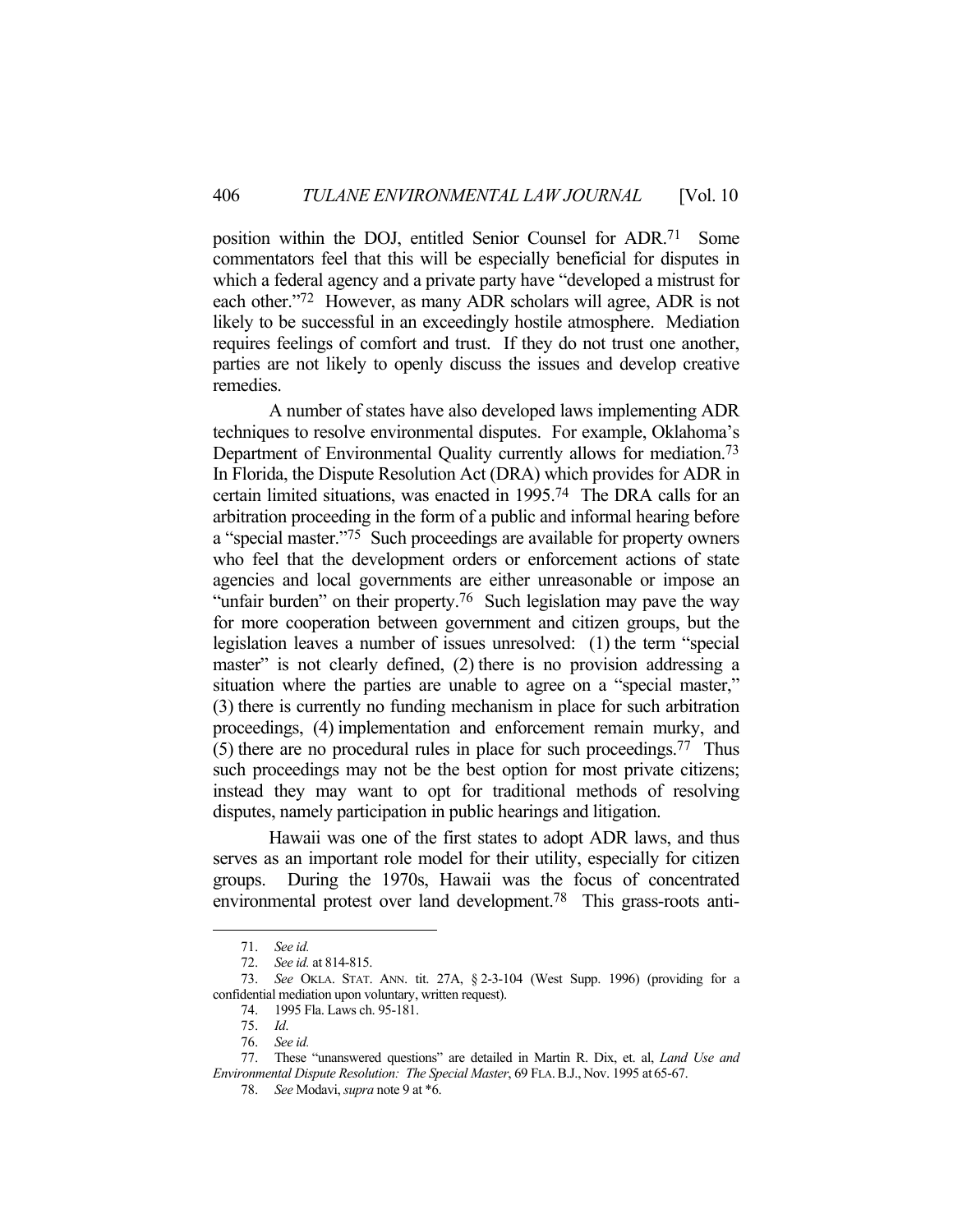position within the DOJ, entitled Senior Counsel for ADR.[71] Some commentators feel that this will be especially beneficial for disputes in which a federal agency and a private party have "developed a mistrust for each other."[72] However, as many ADR scholars will agree, ADR is not likely to be successful in an exceedingly hostile atmosphere. Mediation requires feelings of comfort and trust. If they do not trust one another, parties are not likely to openly discuss the issues and develop creative remedies.

A number of states have also developed laws implementing ADR techniques to resolve environmental disputes. For example, Oklahoma's Department of Environmental Quality currently allows for mediation.[73] In Florida, the Dispute Resolution Act (DRA) which provides for ADR in certain limited situations, was enacted in 1995.[74] The DRA calls for an arbitration proceeding in the form of a public and informal hearing before a "special master."[75] Such proceedings are available for property owners who feel that the development orders or enforcement actions of state agencies and local governments are either unreasonable or impose an "unfair burden" on their property.[76] Such legislation may pave the way for more cooperation between government and citizen groups, but the legislation leaves a number of issues unresolved: (1) the term "special master" is not clearly defined, (2) there is no provision addressing a situation where the parties are unable to agree on a "special master," (3) there is currently no funding mechanism in place for such arbitration proceedings, (4) implementation and enforcement remain murky, and (5) there are no procedural rules in place for such proceedings.[77] Thus such proceedings may not be the best option for most private citizens; instead they may want to opt for traditional methods of resolving disputes, namely participation in public hearings and litigation.

Hawaii was one of the first states to adopt ADR laws, and thus serves as an important role model for their utility, especially for citizen groups. During the 1970s, Hawaii was the focus of concentrated environmental protest over land development.[78] This grass-roots anti-

---

71. *See id.*

72. *See id.* at 814-815.

73. *See* OKLA. STAT. ANN. tit. 27A, § 2-3-104 (West Supp. 1996) (providing for a confidential mediation upon voluntary, written request).

74. 1995 Fla. Laws ch. 95-181.

75. *Id*.

76. *See id.*

77. These "unanswered questions" are detailed in Martin R. Dix, et. al, *Land Use and Environmental Dispute Resolution: The Special Master*, 69 FLA. B.J., Nov. 1995 at 65-67.

78. *See* Modavi, *supra* note 9 at *6.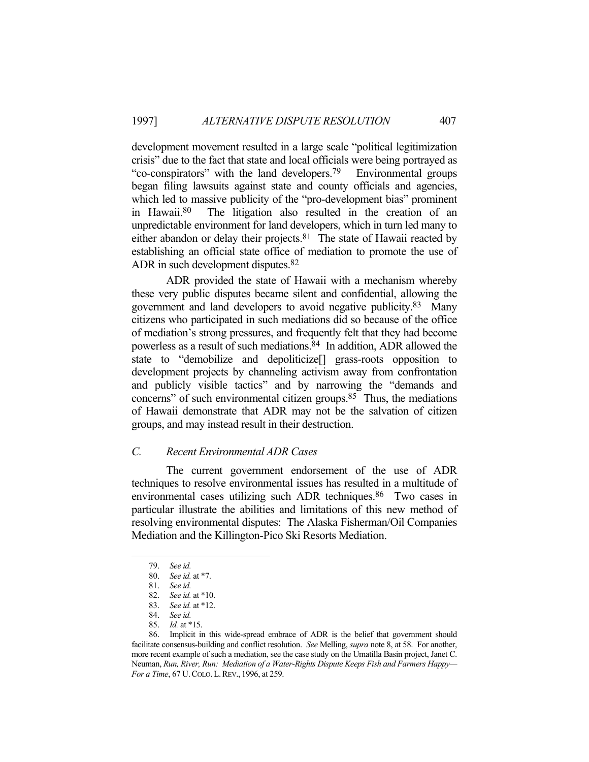development movement resulted in a large scale "political legitimization crisis" due to the fact that state and local officials were being portrayed as "co-conspirators" with the land developers.[79] Environmental groups began filing lawsuits against state and county officials and agencies, which led to massive publicity of the "pro-development bias" prominent in Hawaii.[80] The litigation also resulted in the creation of an unpredictable environment for land developers, which in turn led many to either abandon or delay their projects.[81] The state of Hawaii reacted by establishing an official state office of mediation to promote the use of ADR in such development disputes.[82]

ADR provided the state of Hawaii with a mechanism whereby these very public disputes became silent and confidential, allowing the government and land developers to avoid negative publicity.[83] Many citizens who participated in such mediations did so because of the office of mediation's strong pressures, and frequently felt that they had become powerless as a result of such mediations.[84] In addition, ADR allowed the state to "demobilize and depoliticize[] grass-roots opposition to development projects by channeling activism away from confrontation and publicly visible tactics" and by narrowing the "demands and concerns" of such environmental citizen groups.[85] Thus, the mediations of Hawaii demonstrate that ADR may not be the salvation of citizen groups, and may instead result in their destruction.

### *C. Recent Environmental ADR Cases*

The current government endorsement of the use of ADR techniques to resolve environmental issues has resulted in a multitude of environmental cases utilizing such ADR techniques.[86] Two cases in particular illustrate the abilities and limitations of this new method of resolving environmental disputes: The Alaska Fisherman/Oil Companies Mediation and the Killington-Pico Ski Resorts Mediation.

---

79. *See id.*

80. *See id.* at *7.

81. *See id.*

82. *See id.* at *10.

83. *See id.* at *12.

84. *See id.*

85. *Id.* at *15.

86. Implicit in this wide-spread embrace of ADR is the belief that government should facilitate consensus-building and conflict resolution. *See* Melling, *supra* note 8, at 58. For another, more recent example of such a mediation, see the case study on the Umatilla Basin project, Janet C. Neuman, *Run, River, Run: Mediation of a Water-Rights Dispute Keeps Fish and Farmers Happy—For a Time*, 67 U. COLO. L. REV., 1996, at 259.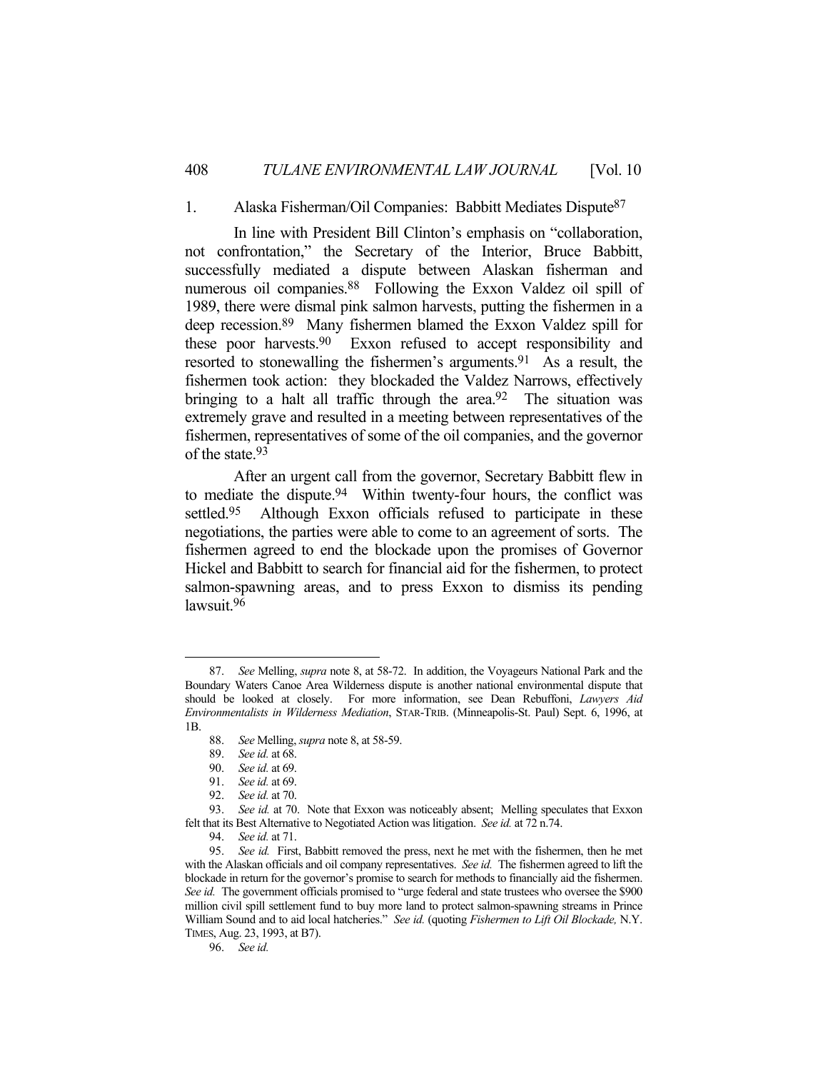### 1. Alaska Fisherman/Oil Companies: Babbitt Mediates Dispute[87]

In line with President Bill Clinton's emphasis on "collaboration, not confrontation," the Secretary of the Interior, Bruce Babbitt, successfully mediated a dispute between Alaskan fisherman and numerous oil companies.[88] Following the Exxon Valdez oil spill of 1989, there were dismal pink salmon harvests, putting the fishermen in a deep recession.[89] Many fishermen blamed the Exxon Valdez spill for these poor harvests.[90] Exxon refused to accept responsibility and resorted to stonewalling the fishermen's arguments.[91] As a result, the fishermen took action: they blockaded the Valdez Narrows, effectively bringing to a halt all traffic through the area.[92] The situation was extremely grave and resulted in a meeting between representatives of the fishermen, representatives of some of the oil companies, and the governor of the state.[93]

After an urgent call from the governor, Secretary Babbitt flew in to mediate the dispute.[94] Within twenty-four hours, the conflict was settled.[95] Although Exxon officials refused to participate in these negotiations, the parties were able to come to an agreement of sorts. The fishermen agreed to end the blockade upon the promises of Governor Hickel and Babbitt to search for financial aid for the fishermen, to protect salmon-spawning areas, and to press Exxon to dismiss its pending lawsuit.[96]

---

87. *See* Melling, *supra* note 8, at 58-72. In addition, the Voyageurs National Park and the Boundary Waters Canoe Area Wilderness dispute is another national environmental dispute that should be looked at closely. For more information, see Dean Rebuffoni, *Lawyers Aid Environmentalists in Wilderness Mediation*, STAR-TRIB. (Minneapolis-St. Paul) Sept. 6, 1996, at 1B.

88. *See* Melling, *supra* note 8, at 58-59.

89. *See id.* at 68.

90. *See id.* at 69.

91. *See id.* at 69.

92. *See id.* at 70.

93. *See id.* at 70. Note that Exxon was noticeably absent; Melling speculates that Exxon felt that its Best Alternative to Negotiated Action was litigation. *See id.* at 72 n.74.

94. *See id.* at 71.

95. *See id.* First, Babbitt removed the press, next he met with the fishermen, then he met with the Alaskan officials and oil company representatives. *See id.* The fishermen agreed to lift the blockade in return for the governor's promise to search for methods to financially aid the fishermen. *See id.* The government officials promised to "urge federal and state trustees who oversee the $900 million civil spill settlement fund to buy more land to protect salmon-spawning streams in Prince William Sound and to aid local hatcheries." *See id.* (quoting *Fishermen to Lift Oil Blockade,* N.Y. TIMES, Aug. 23, 1993, at B7).

96. *See id.*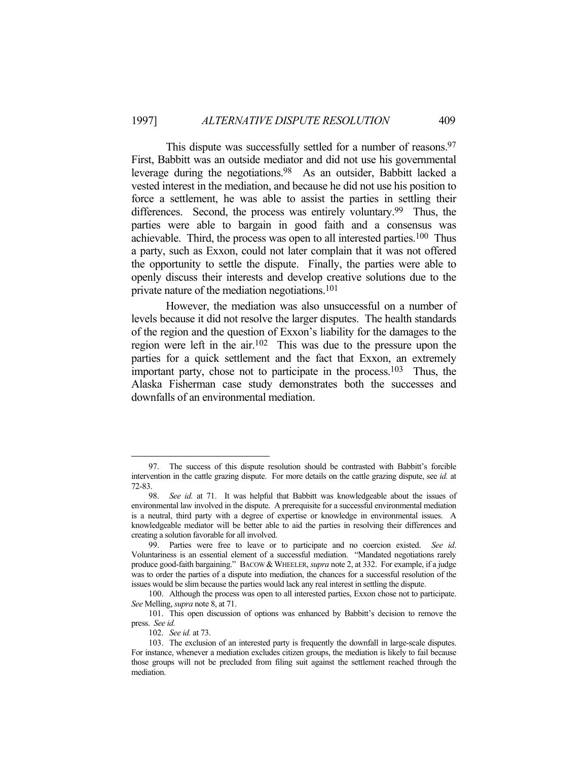This dispute was successfully settled for a number of reasons.[97] First, Babbitt was an outside mediator and did not use his governmental leverage during the negotiations.[98] As an outsider, Babbitt lacked a vested interest in the mediation, and because he did not use his position to force a settlement, he was able to assist the parties in settling their differences. Second, the process was entirely voluntary.[99] Thus, the parties were able to bargain in good faith and a consensus was achievable. Third, the process was open to all interested parties.[100] Thus a party, such as Exxon, could not later complain that it was not offered the opportunity to settle the dispute. Finally, the parties were able to openly discuss their interests and develop creative solutions due to the private nature of the mediation negotiations.[101]

However, the mediation was also unsuccessful on a number of levels because it did not resolve the larger disputes. The health standards of the region and the question of Exxon's liability for the damages to the region were left in the air.[102] This was due to the pressure upon the parties for a quick settlement and the fact that Exxon, an extremely important party, chose not to participate in the process.[103] Thus, the Alaska Fisherman case study demonstrates both the successes and downfalls of an environmental mediation.

---

97. The success of this dispute resolution should be contrasted with Babbitt's forcible intervention in the cattle grazing dispute. For more details on the cattle grazing dispute, see *id.* at 72-83.

98. *See id.* at 71. It was helpful that Babbitt was knowledgeable about the issues of environmental law involved in the dispute. A prerequisite for a successful environmental mediation is a neutral, third party with a degree of expertise or knowledge in environmental issues. A knowledgeable mediator will be better able to aid the parties in resolving their differences and creating a solution favorable for all involved.

99. Parties were free to leave or to participate and no coercion existed. *See id*. Voluntariness is an essential element of a successful mediation. "Mandated negotiations rarely produce good-faith bargaining." BACOW & WHEELER, *supra* note 2, at 332. For example, if a judge was to order the parties of a dispute into mediation, the chances for a successful resolution of the issues would be slim because the parties would lack any real interest in settling the dispute.

100. Although the process was open to all interested parties, Exxon chose not to participate. *See* Melling, *supra* note 8, at 71.

101. This open discussion of options was enhanced by Babbitt's decision to remove the press. *See id.*

102. *See id.* at 73.

103. The exclusion of an interested party is frequently the downfall in large-scale disputes. For instance, whenever a mediation excludes citizen groups, the mediation is likely to fail because those groups will not be precluded from filing suit against the settlement reached through the mediation.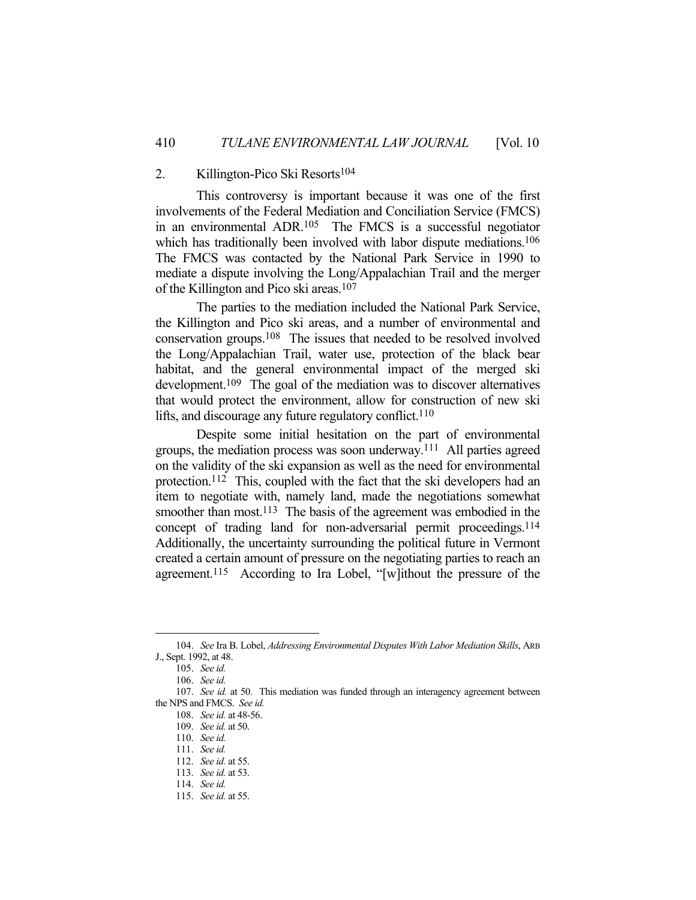### 2. Killington-Pico Ski Resorts[104]

This controversy is important because it was one of the first involvements of the Federal Mediation and Conciliation Service (FMCS) in an environmental ADR.[105] The FMCS is a successful negotiator which has traditionally been involved with labor dispute mediations.[106] The FMCS was contacted by the National Park Service in 1990 to mediate a dispute involving the Long/Appalachian Trail and the merger of the Killington and Pico ski areas.[107]

The parties to the mediation included the National Park Service, the Killington and Pico ski areas, and a number of environmental and conservation groups.[108] The issues that needed to be resolved involved the Long/Appalachian Trail, water use, protection of the black bear habitat, and the general environmental impact of the merged ski development.[109] The goal of the mediation was to discover alternatives that would protect the environment, allow for construction of new ski lifts, and discourage any future regulatory conflict.[110]

Despite some initial hesitation on the part of environmental groups, the mediation process was soon underway.[111] All parties agreed on the validity of the ski expansion as well as the need for environmental protection.[112] This, coupled with the fact that the ski developers had an item to negotiate with, namely land, made the negotiations somewhat smoother than most.[113] The basis of the agreement was embodied in the concept of trading land for non-adversarial permit proceedings.[114] Additionally, the uncertainty surrounding the political future in Vermont created a certain amount of pressure on the negotiating parties to reach an agreement.[115] According to Ira Lobel, "[w]ithout the pressure of the

---

104. *See* Ira B. Lobel, *Addressing Environmental Disputes With Labor Mediation Skills*, ARB J., Sept. 1992, at 48.

105. *See id.*

106. *See id.*

107. *See id.* at 50. This mediation was funded through an interagency agreement between the NPS and FMCS. *See id.*

108. *See id.* at 48-56.

109. *See id.* at 50.

110. *See id.*

111. *See id.*

112. *See id.* at 55.

113. *See id.* at 53.

114. *See id.*

115. *See id.* at 55.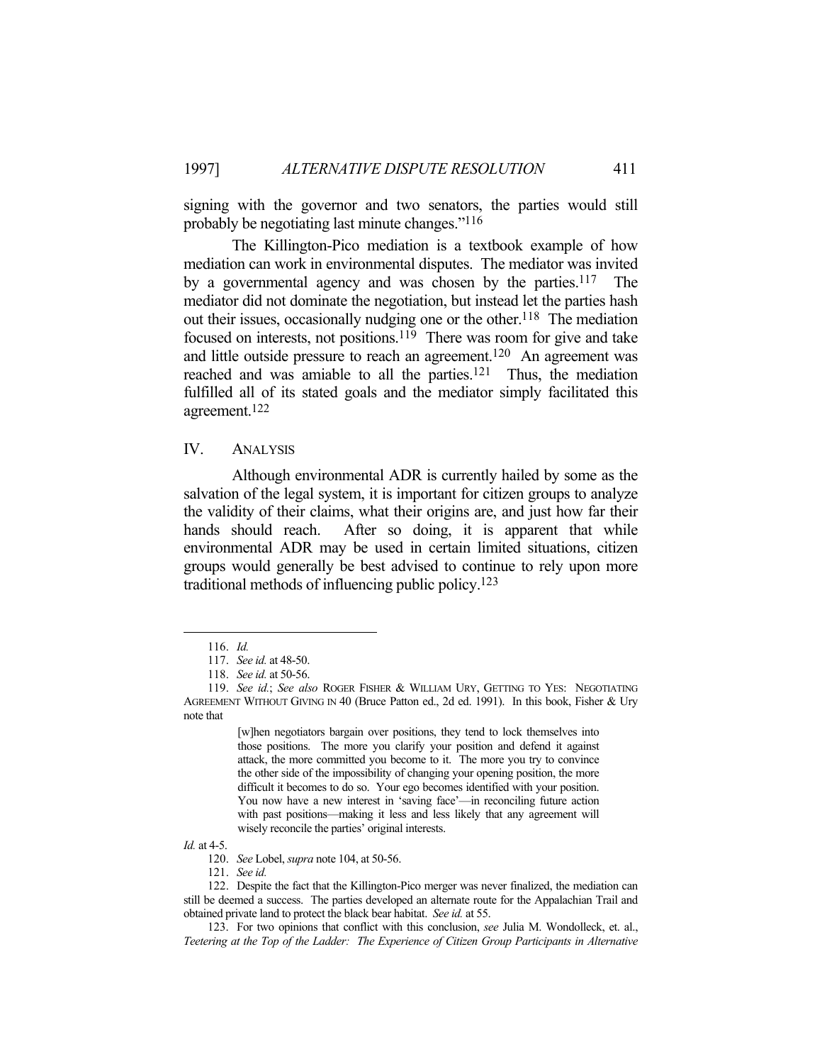signing with the governor and two senators, the parties would still probably be negotiating last minute changes."[116]

The Killington-Pico mediation is a textbook example of how mediation can work in environmental disputes. The mediator was invited by a governmental agency and was chosen by the parties.[117] The mediator did not dominate the negotiation, but instead let the parties hash out their issues, occasionally nudging one or the other.[118] The mediation focused on interests, not positions.[119] There was room for give and take and little outside pressure to reach an agreement.[120] An agreement was reached and was amiable to all the parties.[121] Thus, the mediation fulfilled all of its stated goals and the mediator simply facilitated this agreement.[122]

## IV. ANALYSIS

Although environmental ADR is currently hailed by some as the salvation of the legal system, it is important for citizen groups to analyze the validity of their claims, what their origins are, and just how far their hands should reach. After so doing, it is apparent that while environmental ADR may be used in certain limited situations, citizen groups would generally be best advised to continue to rely upon more traditional methods of influencing public policy.[123]

---

116. *Id.*

117. *See id.* at 48-50.

118. *See id.* at 50-56.

119. *See id.*; *See also* ROGER FISHER & WILLIAM URY, GETTING TO YES: NEGOTIATING AGREEMENT WITHOUT GIVING IN 40 (Bruce Patton ed., 2d ed. 1991). In this book, Fisher & Ury note that

> [w]hen negotiators bargain over positions, they tend to lock themselves into those positions. The more you clarify your position and defend it against attack, the more committed you become to it. The more you try to convince the other side of the impossibility of changing your opening position, the more difficult it becomes to do so. Your ego becomes identified with your position. You now have a new interest in 'saving face'—in reconciling future action with past positions—making it less and less likely that any agreement will wisely reconcile the parties' original interests.

*Id.* at 4-5.

120. *See* Lobel, *supra* note 104, at 50-56.

121. *See id.*

122. Despite the fact that the Killington-Pico merger was never finalized, the mediation can still be deemed a success. The parties developed an alternate route for the Appalachian Trail and obtained private land to protect the black bear habitat. *See id.* at 55.

123. For two opinions that conflict with this conclusion, *see* Julia M. Wondolleck, et. al., *Teetering at the Top of the Ladder: The Experience of Citizen Group Participants in Alternative*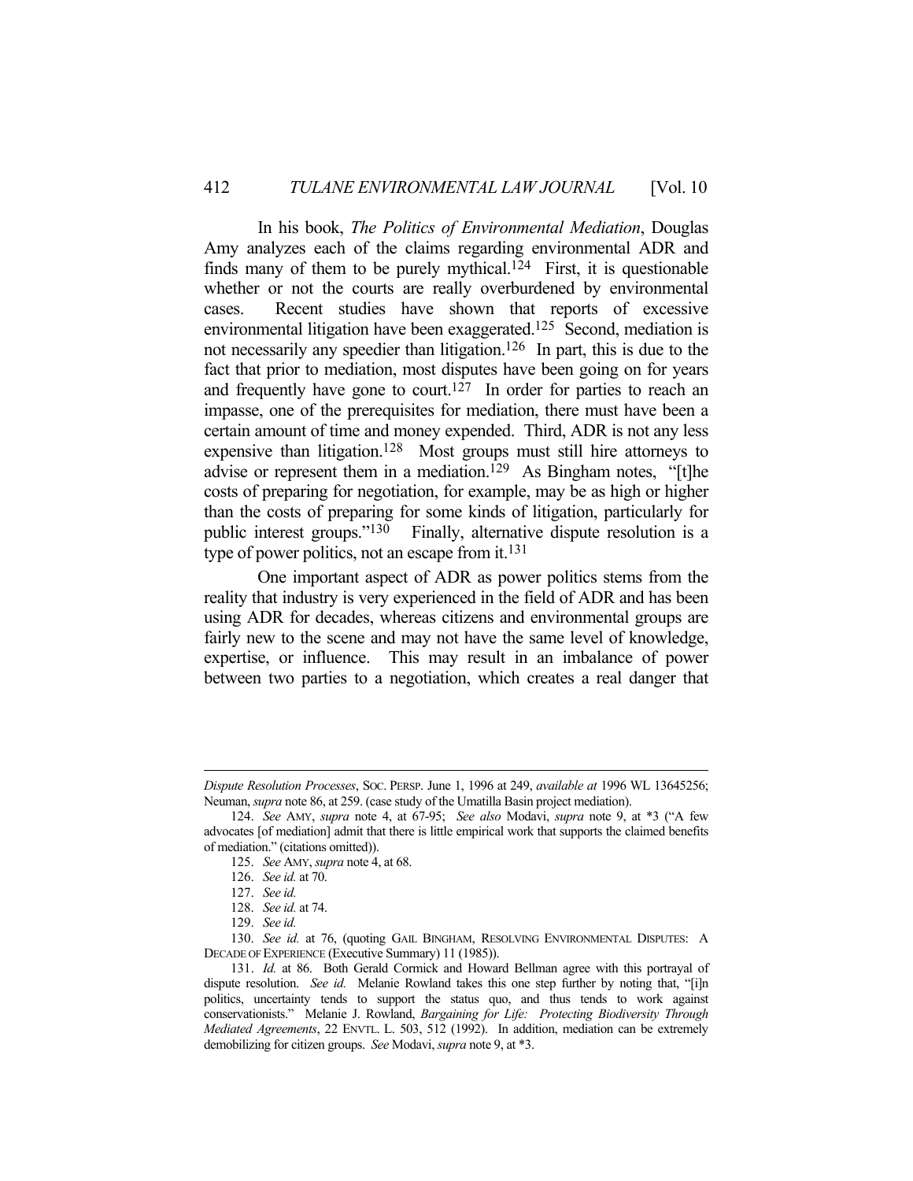In his book, *The Politics of Environmental Mediation*, Douglas Amy analyzes each of the claims regarding environmental ADR and finds many of them to be purely mythical.[124] First, it is questionable whether or not the courts are really overburdened by environmental cases. Recent studies have shown that reports of excessive environmental litigation have been exaggerated.[125] Second, mediation is not necessarily any speedier than litigation.[126] In part, this is due to the fact that prior to mediation, most disputes have been going on for years and frequently have gone to court.[127] In order for parties to reach an impasse, one of the prerequisites for mediation, there must have been a certain amount of time and money expended. Third, ADR is not any less expensive than litigation.[128] Most groups must still hire attorneys to advise or represent them in a mediation.[129] As Bingham notes, "[t]he costs of preparing for negotiation, for example, may be as high or higher than the costs of preparing for some kinds of litigation, particularly for public interest groups."[130] Finally, alternative dispute resolution is a type of power politics, not an escape from it.[131]

One important aspect of ADR as power politics stems from the reality that industry is very experienced in the field of ADR and has been using ADR for decades, whereas citizens and environmental groups are fairly new to the scene and may not have the same level of knowledge, expertise, or influence. This may result in an imbalance of power between two parties to a negotiation, which creates a real danger that

---

*Dispute Resolution Processes*, SOC. PERSP. June 1, 1996 at 249, *available at* 1996 WL 13645256; Neuman, *supra* note 86, at 259. (case study of the Umatilla Basin project mediation).

124. *See* AMY, *supra* note 4, at 67-95; *See also* Modavi, *supra* note 9, at *3 ("A few advocates [of mediation] admit that there is little empirical work that supports the claimed benefits of mediation." (citations omitted)).

125. *See* AMY, *supra* note 4, at 68.

126. *See id.* at 70.

127. *See id.*

128. *See id.* at 74.

129. *See id.*

130. *See id.* at 76, (quoting GAIL BINGHAM, RESOLVING ENVIRONMENTAL DISPUTES: A DECADE OF EXPERIENCE (Executive Summary) 11 (1985)).

131. *Id.* at 86. Both Gerald Cormick and Howard Bellman agree with this portrayal of dispute resolution. *See id.* Melanie Rowland takes this one step further by noting that, "[i]n politics, uncertainty tends to support the status quo, and thus tends to work against conservationists." Melanie J. Rowland, *Bargaining for Life: Protecting Biodiversity Through Mediated Agreements*, 22 ENVTL. L. 503, 512 (1992). In addition, mediation can be extremely demobilizing for citizen groups. *See* Modavi, *supra* note 9, at *3.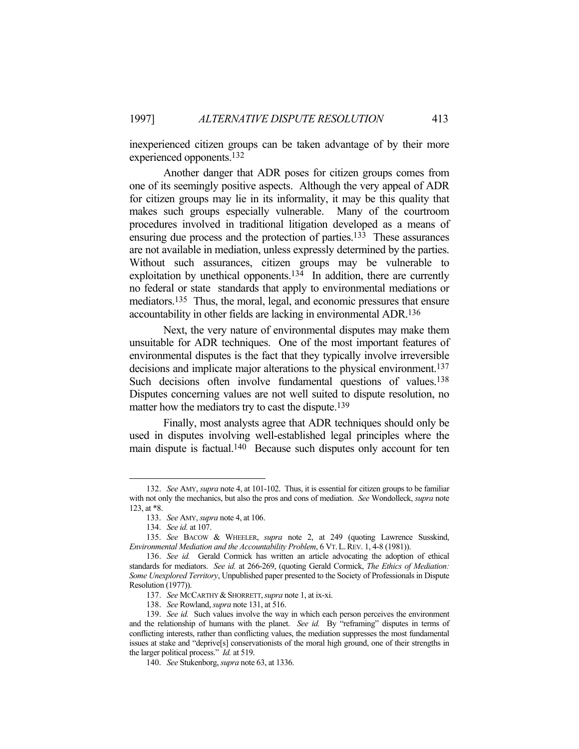inexperienced citizen groups can be taken advantage of by their more experienced opponents.[132]

Another danger that ADR poses for citizen groups comes from one of its seemingly positive aspects. Although the very appeal of ADR for citizen groups may lie in its informality, it may be this quality that makes such groups especially vulnerable. Many of the courtroom procedures involved in traditional litigation developed as a means of ensuring due process and the protection of parties.[133] These assurances are not available in mediation, unless expressly determined by the parties. Without such assurances, citizen groups may be vulnerable to exploitation by unethical opponents.[134] In addition, there are currently no federal or state standards that apply to environmental mediations or mediators.[135] Thus, the moral, legal, and economic pressures that ensure accountability in other fields are lacking in environmental ADR.[136]

Next, the very nature of environmental disputes may make them unsuitable for ADR techniques. One of the most important features of environmental disputes is the fact that they typically involve irreversible decisions and implicate major alterations to the physical environment.[137] Such decisions often involve fundamental questions of values.[138] Disputes concerning values are not well suited to dispute resolution, no matter how the mediators try to cast the dispute.[139]

Finally, most analysts agree that ADR techniques should only be used in disputes involving well-established legal principles where the main dispute is factual.[140] Because such disputes only account for ten

---

132. *See* AMY, *supra* note 4, at 101-102. Thus, it is essential for citizen groups to be familiar with not only the mechanics, but also the pros and cons of mediation. *See* Wondolleck, *supra* note 123, at *8.

133. *See* AMY, *supra* note 4, at 106.

134. *See id.* at 107.

135. *See* BACOW & WHEELER, *supra* note 2, at 249 (quoting Lawrence Susskind, *Environmental Mediation and the Accountability Problem*, 6 VT. L. REV. 1, 4-8 (1981)).

136. *See id.* Gerald Cormick has written an article advocating the adoption of ethical standards for mediators. *See id.* at 266-269, (quoting Gerald Cormick, *The Ethics of Mediation: Some Unexplored Territory*, Unpublished paper presented to the Society of Professionals in Dispute Resolution (1977)).

137. *See* MCCARTHY & SHORRETT, *supra* note 1, at ix-xi.

138. *See* Rowland, *supra* note 131, at 516.

139. *See id.* Such values involve the way in which each person perceives the environment and the relationship of humans with the planet. *See id.* By "reframing" disputes in terms of conflicting interests, rather than conflicting values, the mediation suppresses the most fundamental issues at stake and "deprive[s] conservationists of the moral high ground, one of their strengths in the larger political process." *Id.* at 519.

140. *See* Stukenborg, *supra* note 63, at 1336.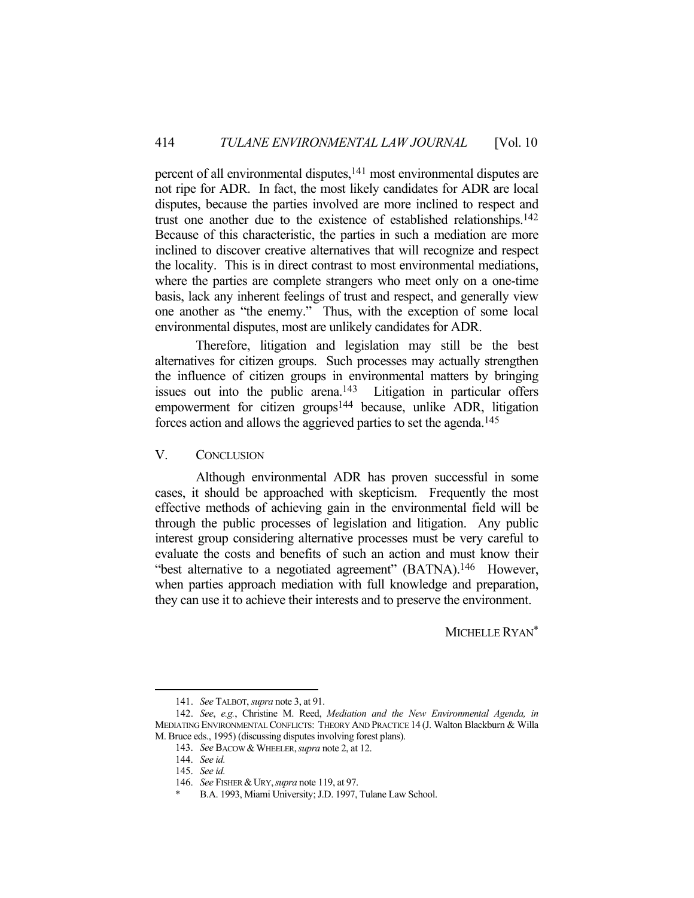percent of all environmental disputes,[141] most environmental disputes are not ripe for ADR. In fact, the most likely candidates for ADR are local disputes, because the parties involved are more inclined to respect and trust one another due to the existence of established relationships.[142] Because of this characteristic, the parties in such a mediation are more inclined to discover creative alternatives that will recognize and respect the locality. This is in direct contrast to most environmental mediations, where the parties are complete strangers who meet only on a one-time basis, lack any inherent feelings of trust and respect, and generally view one another as "the enemy." Thus, with the exception of some local environmental disputes, most are unlikely candidates for ADR.

Therefore, litigation and legislation may still be the best alternatives for citizen groups. Such processes may actually strengthen the influence of citizen groups in environmental matters by bringing issues out into the public arena.[143] Litigation in particular offers empowerment for citizen groups[144] because, unlike ADR, litigation forces action and allows the aggrieved parties to set the agenda.[145]

## V. CONCLUSION

Although environmental ADR has proven successful in some cases, it should be approached with skepticism. Frequently the most effective methods of achieving gain in the environmental field will be through the public processes of legislation and litigation. Any public interest group considering alternative processes must be very careful to evaluate the costs and benefits of such an action and must know their "best alternative to a negotiated agreement" (BATNA).[146] However, when parties approach mediation with full knowledge and preparation, they can use it to achieve their interests and to preserve the environment.

MICHELLE RYAN*

---

141. *See* TALBOT, *supra* note 3, at 91.

142. *See*, *e.g.*, Christine M. Reed, *Mediation and the New Environmental Agenda, in* MEDIATING ENVIRONMENTAL CONFLICTS: THEORY AND PRACTICE 14 (J. Walton Blackburn & Willa M. Bruce eds., 1995) (discussing disputes involving forest plans).

143. *See* BACOW & WHEELER, *supra* note 2, at 12.

144. *See id.*

145. *See id.*

146. *See* FISHER & URY, *supra* note 119, at 97.

\* B.A. 1993, Miami University; J.D. 1997, Tulane Law School.